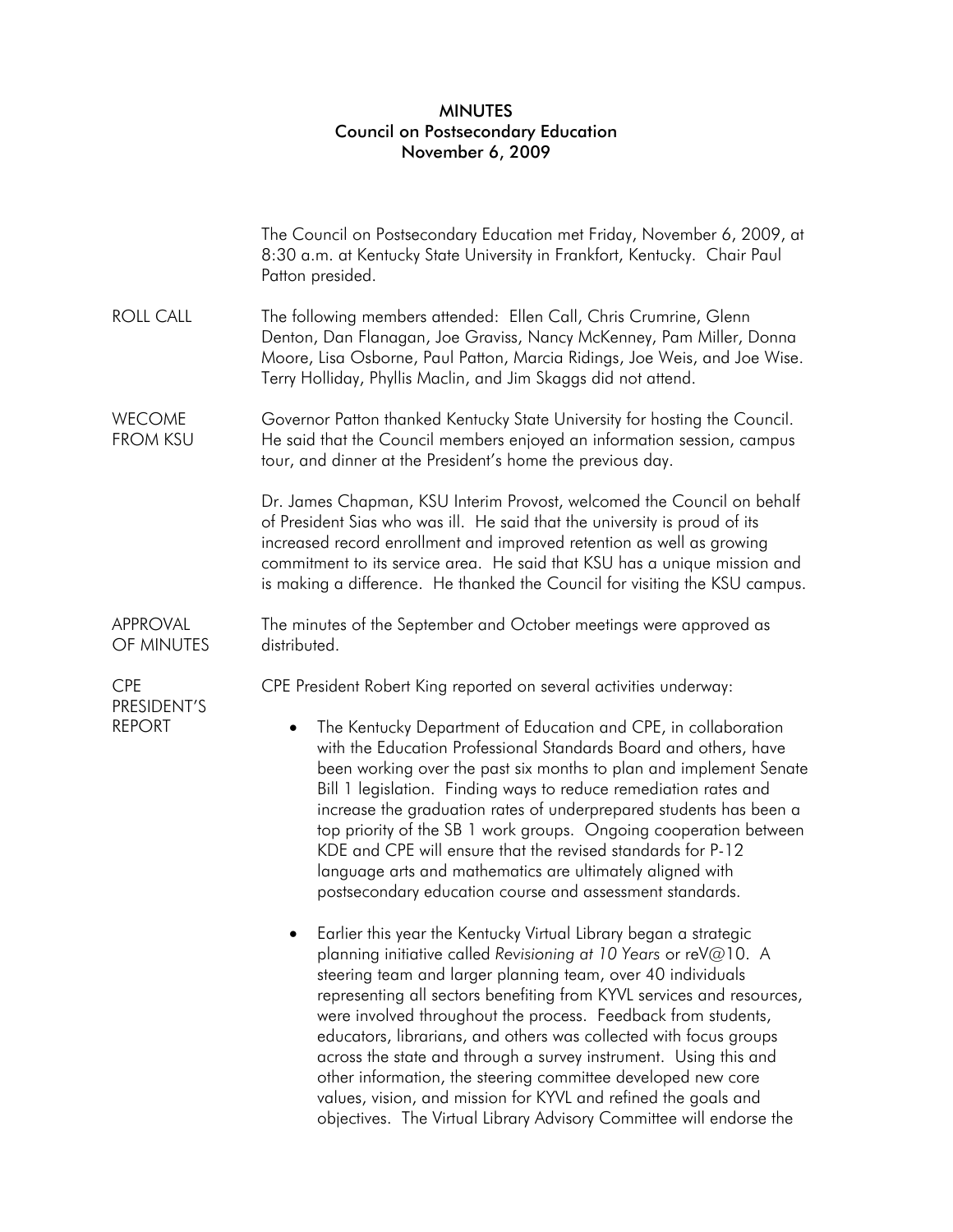# MINUTES
## Council on Postsecondary Education
## November 6, 2009

The Council on Postsecondary Education met Friday, November 6, 2009, at 8:30 a.m. at Kentucky State University in Frankfort, Kentucky. Chair Paul Patton presided.

**ROLL CALL**

The following members attended: Ellen Call, Chris Crumrine, Glenn Denton, Dan Flanagan, Joe Graviss, Nancy McKenney, Pam Miller, Donna Moore, Lisa Osborne, Paul Patton, Marcia Ridings, Joe Weis, and Joe Wise. Terry Holliday, Phyllis Maclin, and Jim Skaggs did not attend.

**WECOME FROM KSU**

Governor Patton thanked Kentucky State University for hosting the Council. He said that the Council members enjoyed an information session, campus tour, and dinner at the President's home the previous day.

Dr. James Chapman, KSU Interim Provost, welcomed the Council on behalf of President Sias who was ill. He said that the university is proud of its increased record enrollment and improved retention as well as growing commitment to its service area. He said that KSU has a unique mission and is making a difference. He thanked the Council for visiting the KSU campus.

**APPROVAL OF MINUTES**

The minutes of the September and October meetings were approved as distributed.

**CPE PRESIDENT'S REPORT**

CPE President Robert King reported on several activities underway:

- The Kentucky Department of Education and CPE, in collaboration with the Education Professional Standards Board and others, have been working over the past six months to plan and implement Senate Bill 1 legislation. Finding ways to reduce remediation rates and increase the graduation rates of underprepared students has been a top priority of the SB 1 work groups. Ongoing cooperation between KDE and CPE will ensure that the revised standards for P-12 language arts and mathematics are ultimately aligned with postsecondary education course and assessment standards.

- Earlier this year the Kentucky Virtual Library began a strategic planning initiative called *Revisioning at 10 Years* or reV@10. A steering team and larger planning team, over 40 individuals representing all sectors benefiting from KYVL services and resources, were involved throughout the process. Feedback from students, educators, librarians, and others was collected with focus groups across the state and through a survey instrument. Using this and other information, the steering committee developed new core values, vision, and mission for KYVL and refined the goals and objectives. The Virtual Library Advisory Committee will endorse the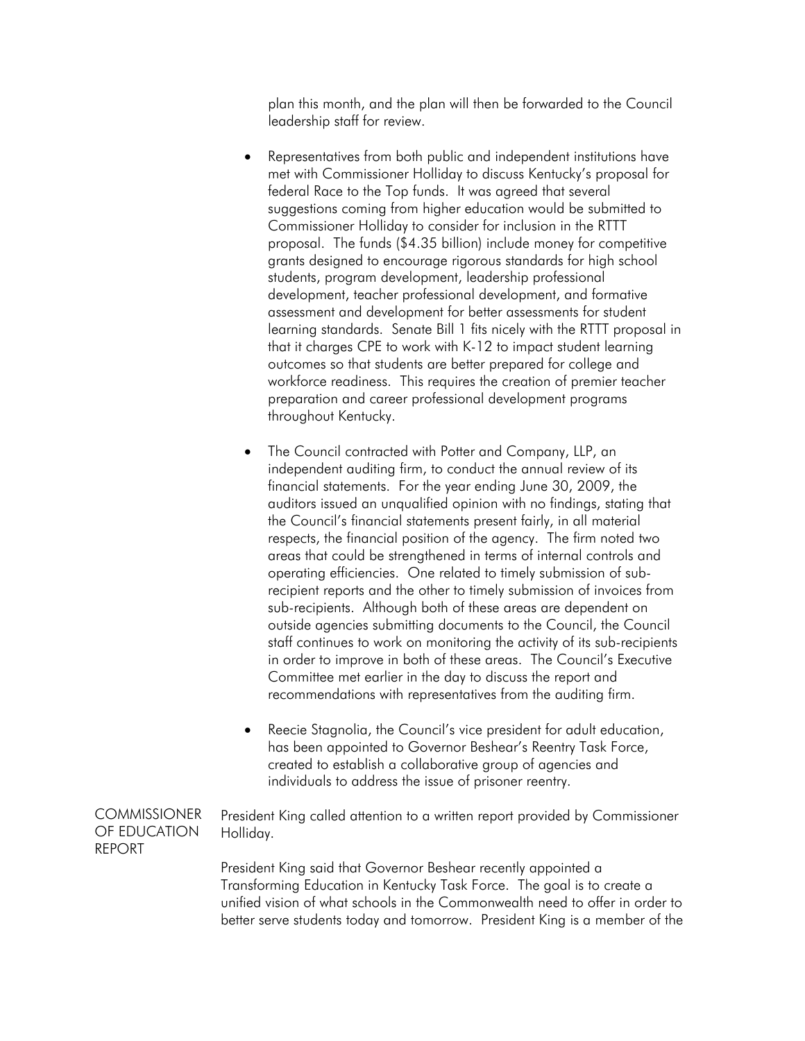plan this month, and the plan will then be forwarded to the Council leadership staff for review.

- Representatives from both public and independent institutions have met with Commissioner Holliday to discuss Kentucky's proposal for federal Race to the Top funds. It was agreed that several suggestions coming from higher education would be submitted to Commissioner Holliday to consider for inclusion in the RTTT proposal. The funds ($4.35 billion) include money for competitive grants designed to encourage rigorous standards for high school students, program development, leadership professional development, teacher professional development, and formative assessment and development for better assessments for student learning standards. Senate Bill 1 fits nicely with the RTTT proposal in that it charges CPE to work with K-12 to impact student learning outcomes so that students are better prepared for college and workforce readiness. This requires the creation of premier teacher preparation and career professional development programs throughout Kentucky.

- The Council contracted with Potter and Company, LLP, an independent auditing firm, to conduct the annual review of its financial statements. For the year ending June 30, 2009, the auditors issued an unqualified opinion with no findings, stating that the Council's financial statements present fairly, in all material respects, the financial position of the agency. The firm noted two areas that could be strengthened in terms of internal controls and operating efficiencies. One related to timely submission of sub-recipient reports and the other to timely submission of invoices from sub-recipients. Although both of these areas are dependent on outside agencies submitting documents to the Council, the Council staff continues to work on monitoring the activity of its sub-recipients in order to improve in both of these areas. The Council's Executive Committee met earlier in the day to discuss the report and recommendations with representatives from the auditing firm.

- Reecie Stagnolia, the Council's vice president for adult education, has been appointed to Governor Beshear's Reentry Task Force, created to establish a collaborative group of agencies and individuals to address the issue of prisoner reentry.

## COMMISSIONER OF EDUCATION REPORT

President King called attention to a written report provided by Commissioner Holliday.

President King said that Governor Beshear recently appointed a Transforming Education in Kentucky Task Force. The goal is to create a unified vision of what schools in the Commonwealth need to offer in order to better serve students today and tomorrow. President King is a member of the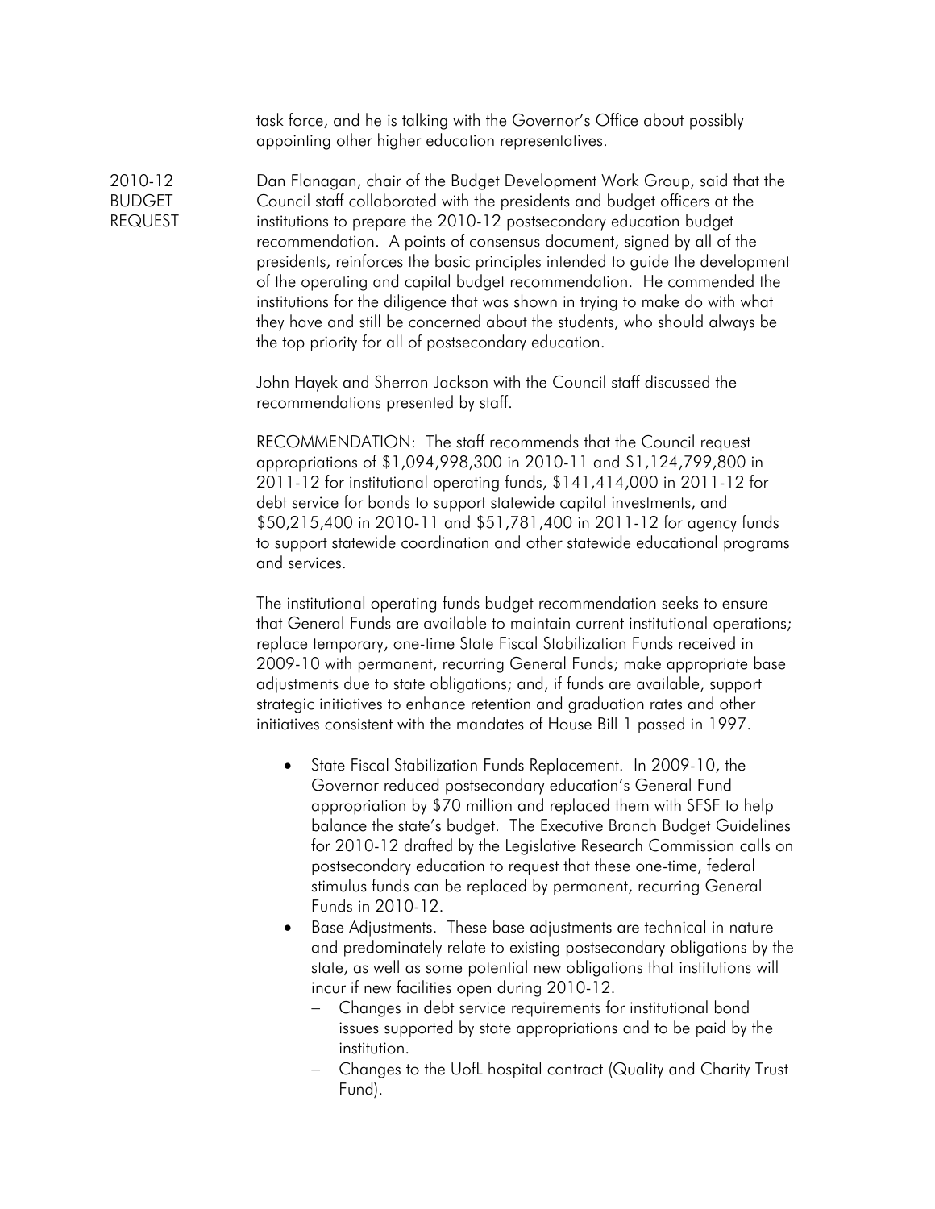task force, and he is talking with the Governor's Office about possibly appointing other higher education representatives.

**2010-12 BUDGET REQUEST**

Dan Flanagan, chair of the Budget Development Work Group, said that the Council staff collaborated with the presidents and budget officers at the institutions to prepare the 2010-12 postsecondary education budget recommendation. A points of consensus document, signed by all of the presidents, reinforces the basic principles intended to guide the development of the operating and capital budget recommendation. He commended the institutions for the diligence that was shown in trying to make do with what they have and still be concerned about the students, who should always be the top priority for all of postsecondary education.

John Hayek and Sherron Jackson with the Council staff discussed the recommendations presented by staff.

RECOMMENDATION: The staff recommends that the Council request appropriations of $1,094,998,300 in 2010-11 and $1,124,799,800 in 2011-12 for institutional operating funds, $141,414,000 in 2011-12 for debt service for bonds to support statewide capital investments, and $50,215,400 in 2010-11 and $51,781,400 in 2011-12 for agency funds to support statewide coordination and other statewide educational programs and services.

The institutional operating funds budget recommendation seeks to ensure that General Funds are available to maintain current institutional operations; replace temporary, one-time State Fiscal Stabilization Funds received in 2009-10 with permanent, recurring General Funds; make appropriate base adjustments due to state obligations; and, if funds are available, support strategic initiatives to enhance retention and graduation rates and other initiatives consistent with the mandates of House Bill 1 passed in 1997.

- State Fiscal Stabilization Funds Replacement. In 2009-10, the Governor reduced postsecondary education's General Fund appropriation by $70 million and replaced them with SFSF to help balance the state's budget. The Executive Branch Budget Guidelines for 2010-12 drafted by the Legislative Research Commission calls on postsecondary education to request that these one-time, federal stimulus funds can be replaced by permanent, recurring General Funds in 2010-12.
- Base Adjustments. These base adjustments are technical in nature and predominately relate to existing postsecondary obligations by the state, as well as some potential new obligations that institutions will incur if new facilities open during 2010-12.
  - Changes in debt service requirements for institutional bond issues supported by state appropriations and to be paid by the institution.
  - Changes to the UofL hospital contract (Quality and Charity Trust Fund).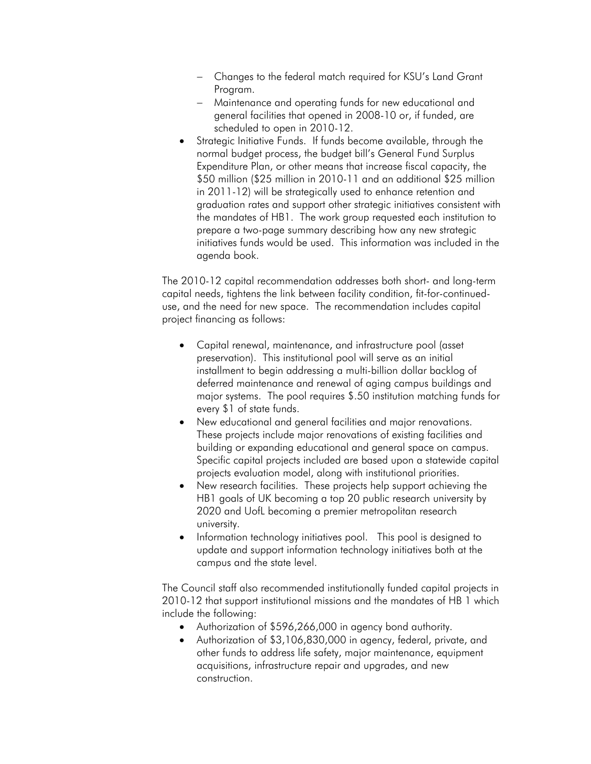- Changes to the federal match required for KSU's Land Grant Program.
  - Maintenance and operating funds for new educational and general facilities that opened in 2008-10 or, if funded, are scheduled to open in 2010-12.
- Strategic Initiative Funds. If funds become available, through the normal budget process, the budget bill's General Fund Surplus Expenditure Plan, or other means that increase fiscal capacity, the $50 million ($25 million in 2010-11 and an additional $25 million in 2011-12) will be strategically used to enhance retention and graduation rates and support other strategic initiatives consistent with the mandates of HB1. The work group requested each institution to prepare a two-page summary describing how any new strategic initiatives funds would be used. This information was included in the agenda book.

The 2010-12 capital recommendation addresses both short- and long-term capital needs, tightens the link between facility condition, fit-for-continued-use, and the need for new space. The recommendation includes capital project financing as follows:

- Capital renewal, maintenance, and infrastructure pool (asset preservation). This institutional pool will serve as an initial installment to begin addressing a multi-billion dollar backlog of deferred maintenance and renewal of aging campus buildings and major systems. The pool requires $.50 institution matching funds for every $1 of state funds.
- New educational and general facilities and major renovations. These projects include major renovations of existing facilities and building or expanding educational and general space on campus. Specific capital projects included are based upon a statewide capital projects evaluation model, along with institutional priorities.
- New research facilities. These projects help support achieving the HB1 goals of UK becoming a top 20 public research university by 2020 and UofL becoming a premier metropolitan research university.
- Information technology initiatives pool. This pool is designed to update and support information technology initiatives both at the campus and the state level.

The Council staff also recommended institutionally funded capital projects in 2010-12 that support institutional missions and the mandates of HB 1 which include the following:

- Authorization of $596,266,000 in agency bond authority.
- Authorization of $3,106,830,000 in agency, federal, private, and other funds to address life safety, major maintenance, equipment acquisitions, infrastructure repair and upgrades, and new construction.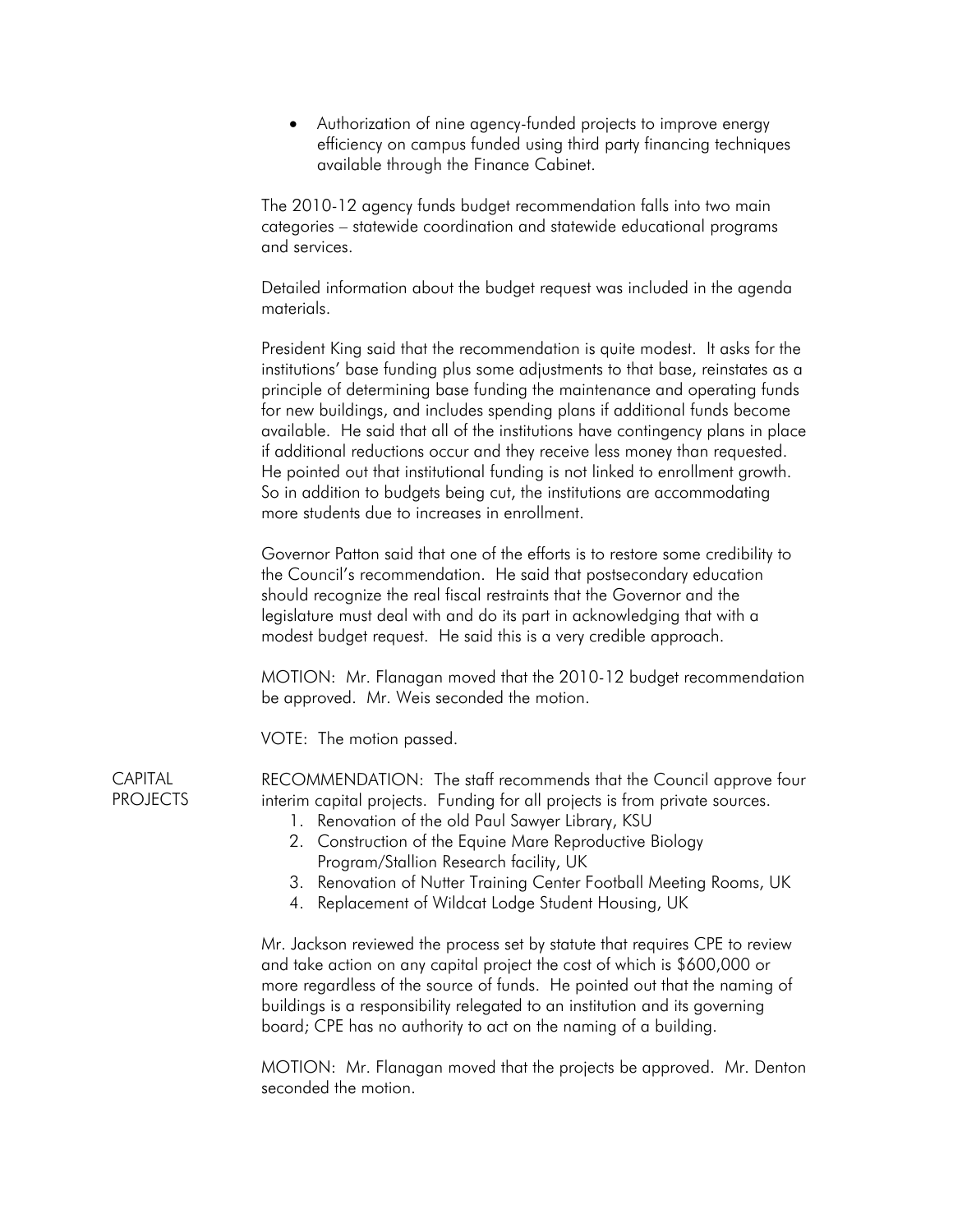- Authorization of nine agency-funded projects to improve energy efficiency on campus funded using third party financing techniques available through the Finance Cabinet.

The 2010-12 agency funds budget recommendation falls into two main categories – statewide coordination and statewide educational programs and services.

Detailed information about the budget request was included in the agenda materials.

President King said that the recommendation is quite modest. It asks for the institutions' base funding plus some adjustments to that base, reinstates as a principle of determining base funding the maintenance and operating funds for new buildings, and includes spending plans if additional funds become available. He said that all of the institutions have contingency plans in place if additional reductions occur and they receive less money than requested. He pointed out that institutional funding is not linked to enrollment growth. So in addition to budgets being cut, the institutions are accommodating more students due to increases in enrollment.

Governor Patton said that one of the efforts is to restore some credibility to the Council's recommendation. He said that postsecondary education should recognize the real fiscal restraints that the Governor and the legislature must deal with and do its part in acknowledging that with a modest budget request. He said this is a very credible approach.

MOTION: Mr. Flanagan moved that the 2010-12 budget recommendation be approved. Mr. Weis seconded the motion.

VOTE: The motion passed.

**CAPITAL PROJECTS**

RECOMMENDATION: The staff recommends that the Council approve four interim capital projects. Funding for all projects is from private sources.

1. Renovation of the old Paul Sawyer Library, KSU
2. Construction of the Equine Mare Reproductive Biology Program/Stallion Research facility, UK
3. Renovation of Nutter Training Center Football Meeting Rooms, UK
4. Replacement of Wildcat Lodge Student Housing, UK

Mr. Jackson reviewed the process set by statute that requires CPE to review and take action on any capital project the cost of which is $600,000 or more regardless of the source of funds. He pointed out that the naming of buildings is a responsibility relegated to an institution and its governing board; CPE has no authority to act on the naming of a building.

MOTION: Mr. Flanagan moved that the projects be approved. Mr. Denton seconded the motion.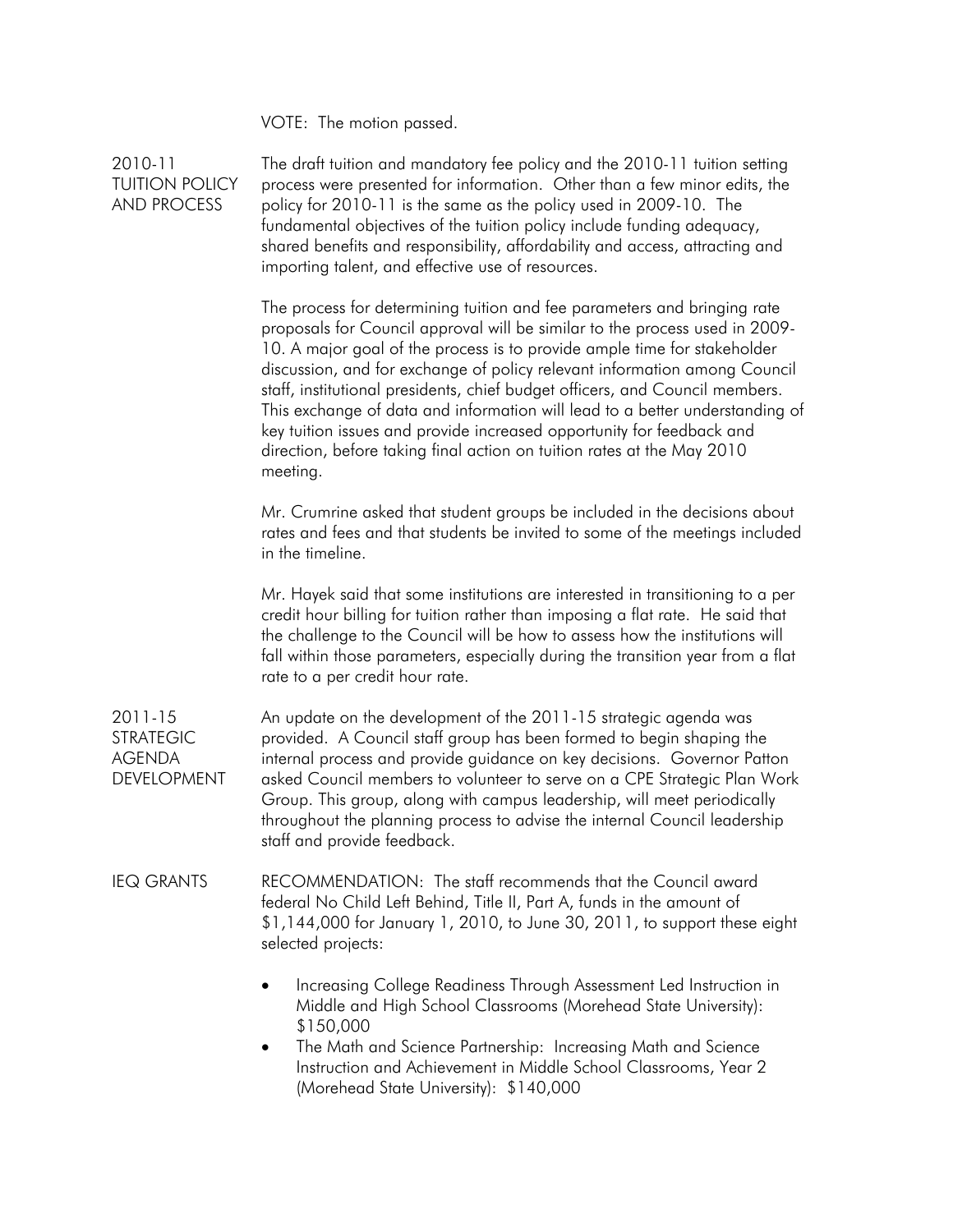VOTE: The motion passed.

## 2010-11 TUITION POLICY AND PROCESS

The draft tuition and mandatory fee policy and the 2010-11 tuition setting process were presented for information. Other than a few minor edits, the policy for 2010-11 is the same as the policy used in 2009-10. The fundamental objectives of the tuition policy include funding adequacy, shared benefits and responsibility, affordability and access, attracting and importing talent, and effective use of resources.

The process for determining tuition and fee parameters and bringing rate proposals for Council approval will be similar to the process used in 2009-10. A major goal of the process is to provide ample time for stakeholder discussion, and for exchange of policy relevant information among Council staff, institutional presidents, chief budget officers, and Council members. This exchange of data and information will lead to a better understanding of key tuition issues and provide increased opportunity for feedback and direction, before taking final action on tuition rates at the May 2010 meeting.

Mr. Crumrine asked that student groups be included in the decisions about rates and fees and that students be invited to some of the meetings included in the timeline.

Mr. Hayek said that some institutions are interested in transitioning to a per credit hour billing for tuition rather than imposing a flat rate. He said that the challenge to the Council will be how to assess how the institutions will fall within those parameters, especially during the transition year from a flat rate to a per credit hour rate.

## 2011-15 STRATEGIC AGENDA DEVELOPMENT

An update on the development of the 2011-15 strategic agenda was provided. A Council staff group has been formed to begin shaping the internal process and provide guidance on key decisions. Governor Patton asked Council members to volunteer to serve on a CPE Strategic Plan Work Group. This group, along with campus leadership, will meet periodically throughout the planning process to advise the internal Council leadership staff and provide feedback.

## IEQ GRANTS

RECOMMENDATION: The staff recommends that the Council award federal No Child Left Behind, Title II, Part A, funds in the amount of $1,144,000 for January 1, 2010, to June 30, 2011, to support these eight selected projects:

- Increasing College Readiness Through Assessment Led Instruction in Middle and High School Classrooms (Morehead State University): $150,000
- The Math and Science Partnership: Increasing Math and Science Instruction and Achievement in Middle School Classrooms, Year 2 (Morehead State University): $140,000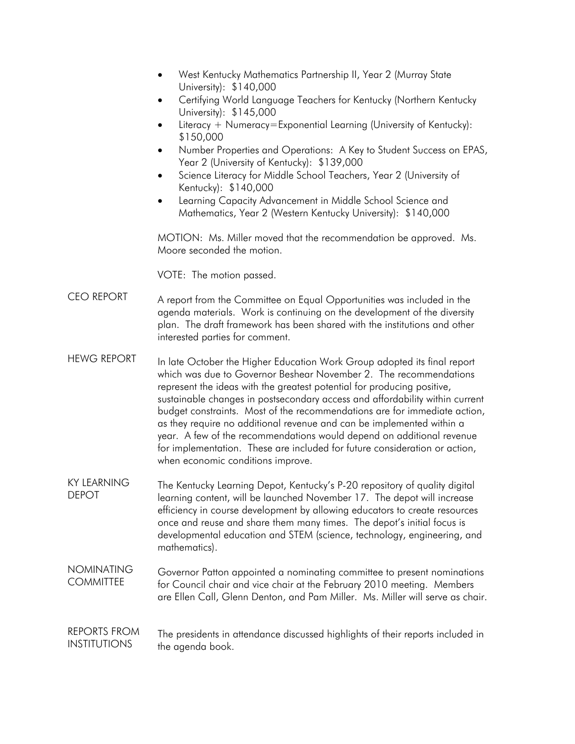- West Kentucky Mathematics Partnership II, Year 2 (Murray State University): $140,000
- Certifying World Language Teachers for Kentucky (Northern Kentucky University): $145,000
- Literacy + Numeracy=Exponential Learning (University of Kentucky): $150,000
- Number Properties and Operations: A Key to Student Success on EPAS, Year 2 (University of Kentucky): $139,000
- Science Literacy for Middle School Teachers, Year 2 (University of Kentucky): $140,000
- Learning Capacity Advancement in Middle School Science and Mathematics, Year 2 (Western Kentucky University): $140,000

MOTION: Ms. Miller moved that the recommendation be approved. Ms. Moore seconded the motion.

VOTE: The motion passed.

**CEO REPORT**

A report from the Committee on Equal Opportunities was included in the agenda materials. Work is continuing on the development of the diversity plan. The draft framework has been shared with the institutions and other interested parties for comment.

**HEWG REPORT**

In late October the Higher Education Work Group adopted its final report which was due to Governor Beshear November 2. The recommendations represent the ideas with the greatest potential for producing positive, sustainable changes in postsecondary access and affordability within current budget constraints. Most of the recommendations are for immediate action, as they require no additional revenue and can be implemented within a year. A few of the recommendations would depend on additional revenue for implementation. These are included for future consideration or action, when economic conditions improve.

**KY LEARNING DEPOT**

The Kentucky Learning Depot, Kentucky's P-20 repository of quality digital learning content, will be launched November 17. The depot will increase efficiency in course development by allowing educators to create resources once and reuse and share them many times. The depot's initial focus is developmental education and STEM (science, technology, engineering, and mathematics).

**NOMINATING COMMITTEE**

Governor Patton appointed a nominating committee to present nominations for Council chair and vice chair at the February 2010 meeting. Members are Ellen Call, Glenn Denton, and Pam Miller. Ms. Miller will serve as chair.

**REPORTS FROM INSTITUTIONS**

The presidents in attendance discussed highlights of their reports included in the agenda book.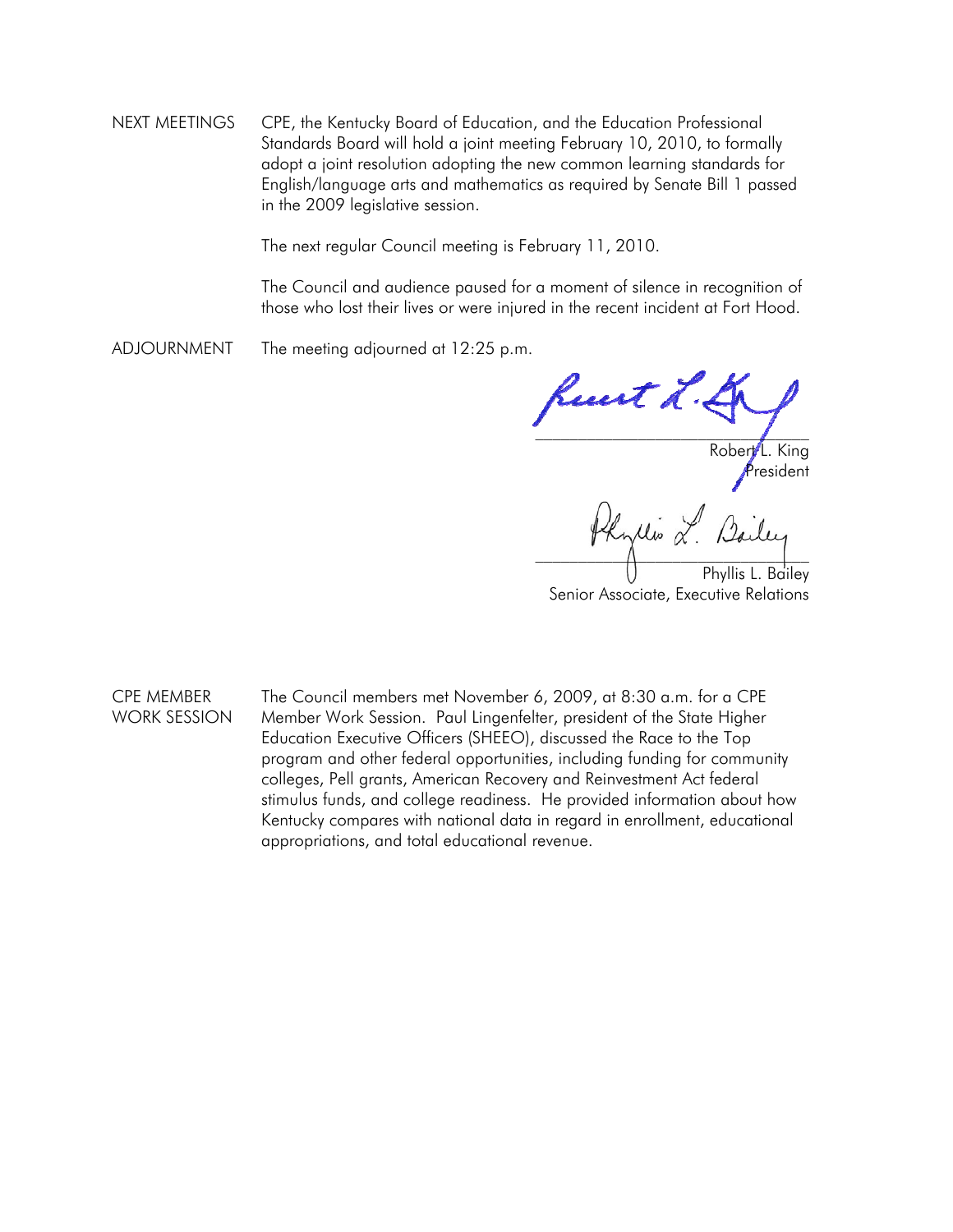**NEXT MEETINGS**

CPE, the Kentucky Board of Education, and the Education Professional Standards Board will hold a joint meeting February 10, 2010, to formally adopt a joint resolution adopting the new common learning standards for English/language arts and mathematics as required by Senate Bill 1 passed in the 2009 legislative session.

The next regular Council meeting is February 11, 2010.

The Council and audience paused for a moment of silence in recognition of those who lost their lives or were injured in the recent incident at Fort Hood.

**ADJOURNMENT**

The meeting adjourned at 12:25 p.m.

Robert L. King
President

Phyllis L. Bailey
Senior Associate, Executive Relations

**CPE MEMBER WORK SESSION**

The Council members met November 6, 2009, at 8:30 a.m. for a CPE Member Work Session. Paul Lingenfelter, president of the State Higher Education Executive Officers (SHEEO), discussed the Race to the Top program and other federal opportunities, including funding for community colleges, Pell grants, American Recovery and Reinvestment Act federal stimulus funds, and college readiness. He provided information about how Kentucky compares with national data in regard in enrollment, educational appropriations, and total educational revenue.